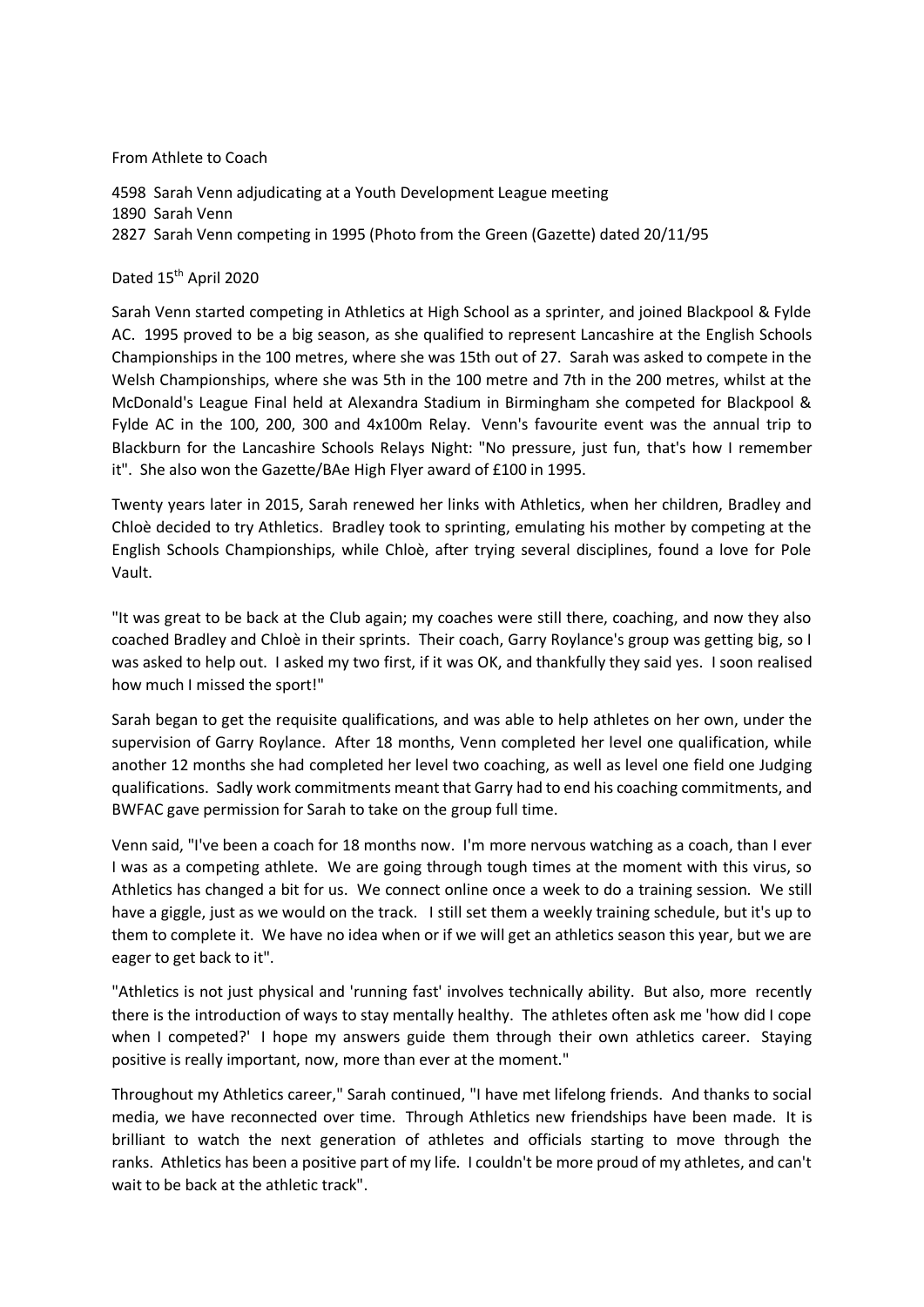From Athlete to Coach

4598 Sarah Venn adjudicating at a Youth Development League meeting
1890 Sarah Venn
2827 Sarah Venn competing in 1995 (Photo from the Green (Gazette) dated 20/11/95

Dated 15th April 2020

Sarah Venn started competing in Athletics at High School as a sprinter, and joined Blackpool & Fylde AC. 1995 proved to be a big season, as she qualified to represent Lancashire at the English Schools Championships in the 100 metres, where she was 15th out of 27. Sarah was asked to compete in the Welsh Championships, where she was 5th in the 100 metre and 7th in the 200 metres, whilst at the McDonald's League Final held at Alexandra Stadium in Birmingham she competed for Blackpool & Fylde AC in the 100, 200, 300 and 4x100m Relay. Venn's favourite event was the annual trip to Blackburn for the Lancashire Schools Relays Night: "No pressure, just fun, that's how I remember it". She also won the Gazette/BAe High Flyer award of £100 in 1995.

Twenty years later in 2015, Sarah renewed her links with Athletics, when her children, Bradley and Chloè decided to try Athletics. Bradley took to sprinting, emulating his mother by competing at the English Schools Championships, while Chloè, after trying several disciplines, found a love for Pole Vault.

"It was great to be back at the Club again; my coaches were still there, coaching, and now they also coached Bradley and Chloè in their sprints. Their coach, Garry Roylance's group was getting big, so I was asked to help out. I asked my two first, if it was OK, and thankfully they said yes. I soon realised how much I missed the sport!"

Sarah began to get the requisite qualifications, and was able to help athletes on her own, under the supervision of Garry Roylance. After 18 months, Venn completed her level one qualification, while another 12 months she had completed her level two coaching, as well as level one field one Judging qualifications. Sadly work commitments meant that Garry had to end his coaching commitments, and BWFAC gave permission for Sarah to take on the group full time.

Venn said, "I've been a coach for 18 months now. I'm more nervous watching as a coach, than I ever I was as a competing athlete. We are going through tough times at the moment with this virus, so Athletics has changed a bit for us. We connect online once a week to do a training session. We still have a giggle, just as we would on the track. I still set them a weekly training schedule, but it's up to them to complete it. We have no idea when or if we will get an athletics season this year, but we are eager to get back to it".

"Athletics is not just physical and 'running fast' involves technically ability. But also, more recently there is the introduction of ways to stay mentally healthy. The athletes often ask me 'how did I cope when I competed?' I hope my answers guide them through their own athletics career. Staying positive is really important, now, more than ever at the moment."

Throughout my Athletics career," Sarah continued, "I have met lifelong friends. And thanks to social media, we have reconnected over time. Through Athletics new friendships have been made. It is brilliant to watch the next generation of athletes and officials starting to move through the ranks. Athletics has been a positive part of my life. I couldn't be more proud of my athletes, and can't wait to be back at the athletic track".